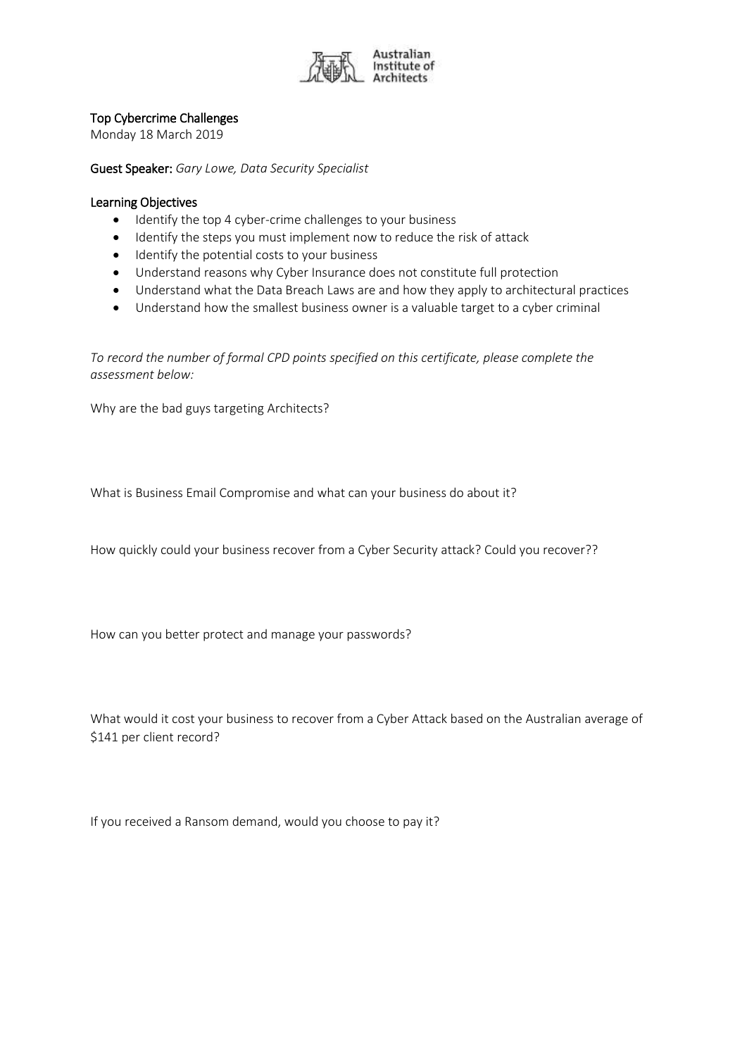Australian Institute of Architects

## Top Cybercrime Challenges

Monday 18 March 2019

**Guest Speaker:** *Gary Lowe, Data Security Specialist*

### Learning Objectives

- Identify the top 4 cyber-crime challenges to your business
- Identify the steps you must implement now to reduce the risk of attack
- Identify the potential costs to your business
- Understand reasons why Cyber Insurance does not constitute full protection
- Understand what the Data Breach Laws are and how they apply to architectural practices
- Understand how the smallest business owner is a valuable target to a cyber criminal

*To record the number of formal CPD points specified on this certificate, please complete the assessment below:*

Why are the bad guys targeting Architects?

What is Business Email Compromise and what can your business do about it?

How quickly could your business recover from a Cyber Security attack? Could you recover??

How can you better protect and manage your passwords?

What would it cost your business to recover from a Cyber Attack based on the Australian average of $141 per client record?

If you received a Ransom demand, would you choose to pay it?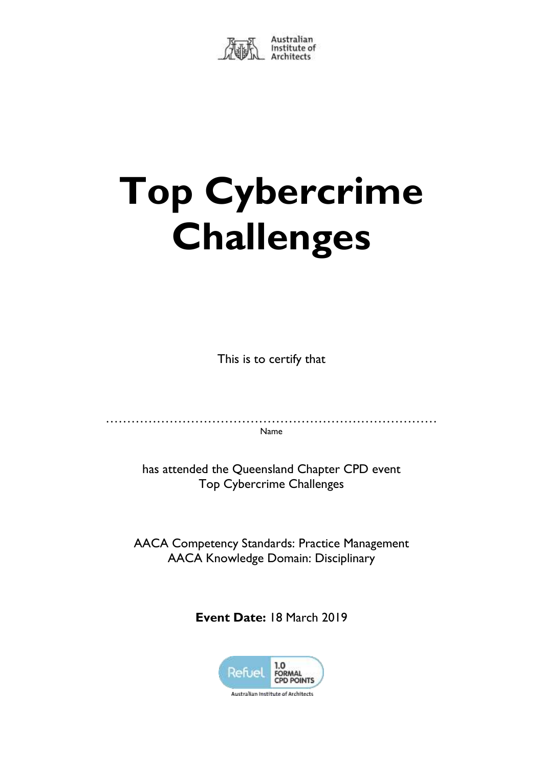Australian Institute of Architects

# Top Cybercrime Challenges

This is to certify that

…………………………………………………………………………

Name

has attended the Queensland Chapter CPD event
Top Cybercrime Challenges

AACA Competency Standards: Practice Management
AACA Knowledge Domain: Disciplinary

**Event Date:** 18 March 2019

Refuel 1.0 FORMAL CPD POINTS

Australian Institute of Architects